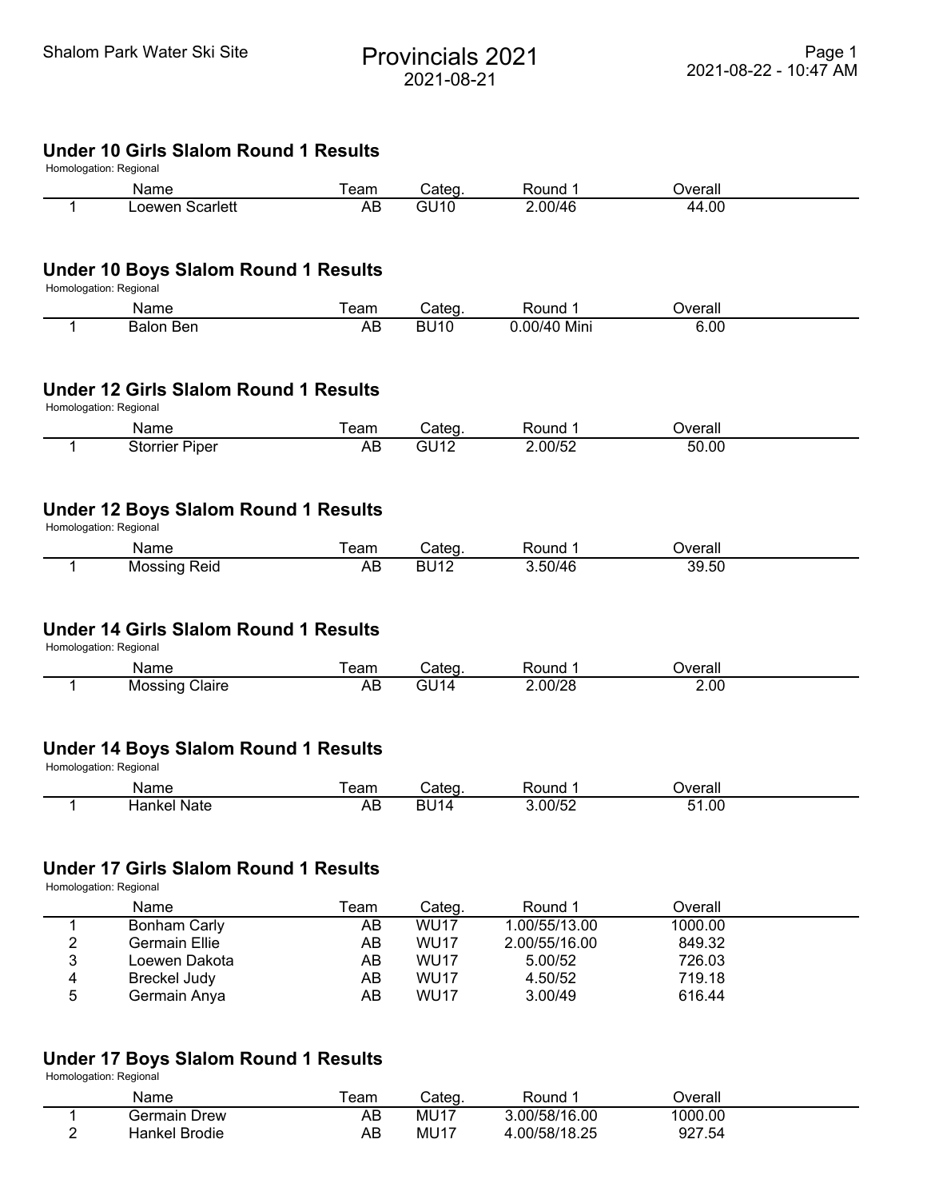# Provincials 2021

2021-08-21

Shalom Park Water Ski Site

## Under 10 Girls Slalom Round 1 Results

Homologation: Regional

| | Name | Team | Categ. | Round 1 | Overall |
|---|---|---|---|---|---|
| 1 | Loewen Scarlett | AB | GU10 | 2.00/46 | 44.00 |

## Under 10 Boys Slalom Round 1 Results

Homologation: Regional

| | Name | Team | Categ. | Round 1 | Overall |
|---|---|---|---|---|---|
| 1 | Balon Ben | AB | BU10 | 0.00/40 Mini | 6.00 |

## Under 12 Girls Slalom Round 1 Results

Homologation: Regional

| | Name | Team | Categ. | Round 1 | Overall |
|---|---|---|---|---|---|
| 1 | Storrier Piper | AB | GU12 | 2.00/52 | 50.00 |

## Under 12 Boys Slalom Round 1 Results

Homologation: Regional

| | Name | Team | Categ. | Round 1 | Overall |
|---|---|---|---|---|---|
| 1 | Mossing Reid | AB | BU12 | 3.50/46 | 39.50 |

## Under 14 Girls Slalom Round 1 Results

Homologation: Regional

| | Name | Team | Categ. | Round 1 | Overall |
|---|---|---|---|---|---|
| 1 | Mossing Claire | AB | GU14 | 2.00/28 | 2.00 |

## Under 14 Boys Slalom Round 1 Results

Homologation: Regional

| | Name | Team | Categ. | Round 1 | Overall |
|---|---|---|---|---|---|
| 1 | Hankel Nate | AB | BU14 | 3.00/52 | 51.00 |

## Under 17 Girls Slalom Round 1 Results

Homologation: Regional

| | Name | Team | Categ. | Round 1 | Overall |
|---|---|---|---|---|---|
| 1 | Bonham Carly | AB | WU17 | 1.00/55/13.00 | 1000.00 |
| 2 | Germain Ellie | AB | WU17 | 2.00/55/16.00 | 849.32 |
| 3 | Loewen Dakota | AB | WU17 | 5.00/52 | 726.03 |
| 4 | Breckel Judy | AB | WU17 | 4.50/52 | 719.18 |
| 5 | Germain Anya | AB | WU17 | 3.00/49 | 616.44 |

## Under 17 Boys Slalom Round 1 Results

Homologation: Regional

| | Name | Team | Categ. | Round 1 | Overall |
|---|---|---|---|---|---|
| 1 | Germain Drew | AB | MU17 | 3.00/58/16.00 | 1000.00 |
| 2 | Hankel Brodie | AB | MU17 | 4.00/58/18.25 | 927.54 |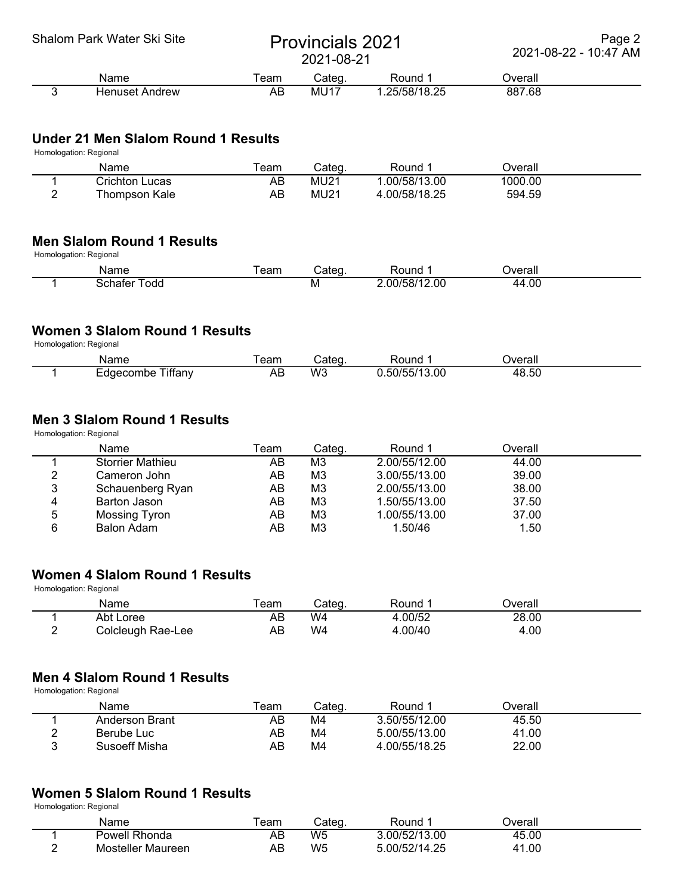| | Name | Team | Categ. | Round 1 | Overall |
|---|---|---|---|---|---|
| 3 | Henuset Andrew | AB | MU17 | 1.25/58/18.25 | 887.68 |

## Under 21 Men Slalom Round 1 Results

Homologation: Regional

| | Name | Team | Categ. | Round 1 | Overall |
|---|---|---|---|---|---|
| 1 | Crichton Lucas | AB | MU21 | 1.00/58/13.00 | 1000.00 |
| 2 | Thompson Kale | AB | MU21 | 4.00/58/18.25 | 594.59 |

## Men Slalom Round 1 Results

Homologation: Regional

| | Name | Team | Categ. | Round 1 | Overall |
|---|---|---|---|---|---|
| 1 | Schafer Todd | | M | 2.00/58/12.00 | 44.00 |

## Women 3 Slalom Round 1 Results

Homologation: Regional

| | Name | Team | Categ. | Round 1 | Overall |
|---|---|---|---|---|---|
| 1 | Edgecombe Tiffany | AB | W3 | 0.50/55/13.00 | 48.50 |

## Men 3 Slalom Round 1 Results

Homologation: Regional

| | Name | Team | Categ. | Round 1 | Overall |
|---|---|---|---|---|---|
| 1 | Storrier Mathieu | AB | M3 | 2.00/55/12.00 | 44.00 |
| 2 | Cameron John | AB | M3 | 3.00/55/13.00 | 39.00 |
| 3 | Schauenberg Ryan | AB | M3 | 2.00/55/13.00 | 38.00 |
| 4 | Barton Jason | AB | M3 | 1.50/55/13.00 | 37.50 |
| 5 | Mossing Tyron | AB | M3 | 1.00/55/13.00 | 37.00 |
| 6 | Balon Adam | AB | M3 | 1.50/46 | 1.50 |

## Women 4 Slalom Round 1 Results

Homologation: Regional

| | Name | Team | Categ. | Round 1 | Overall |
|---|---|---|---|---|---|
| 1 | Abt Loree | AB | W4 | 4.00/52 | 28.00 |
| 2 | Colcleugh Rae-Lee | AB | W4 | 4.00/40 | 4.00 |

## Men 4 Slalom Round 1 Results

Homologation: Regional

| | Name | Team | Categ. | Round 1 | Overall |
|---|---|---|---|---|---|
| 1 | Anderson Brant | AB | M4 | 3.50/55/12.00 | 45.50 |
| 2 | Berube Luc | AB | M4 | 5.00/55/13.00 | 41.00 |
| 3 | Susoeff Misha | AB | M4 | 4.00/55/18.25 | 22.00 |

## Women 5 Slalom Round 1 Results

Homologation: Regional

| | Name | Team | Categ. | Round 1 | Overall |
|---|---|---|---|---|---|
| 1 | Powell Rhonda | AB | W5 | 3.00/52/13.00 | 45.00 |
| 2 | Mosteller Maureen | AB | W5 | 5.00/52/14.25 | 41.00 |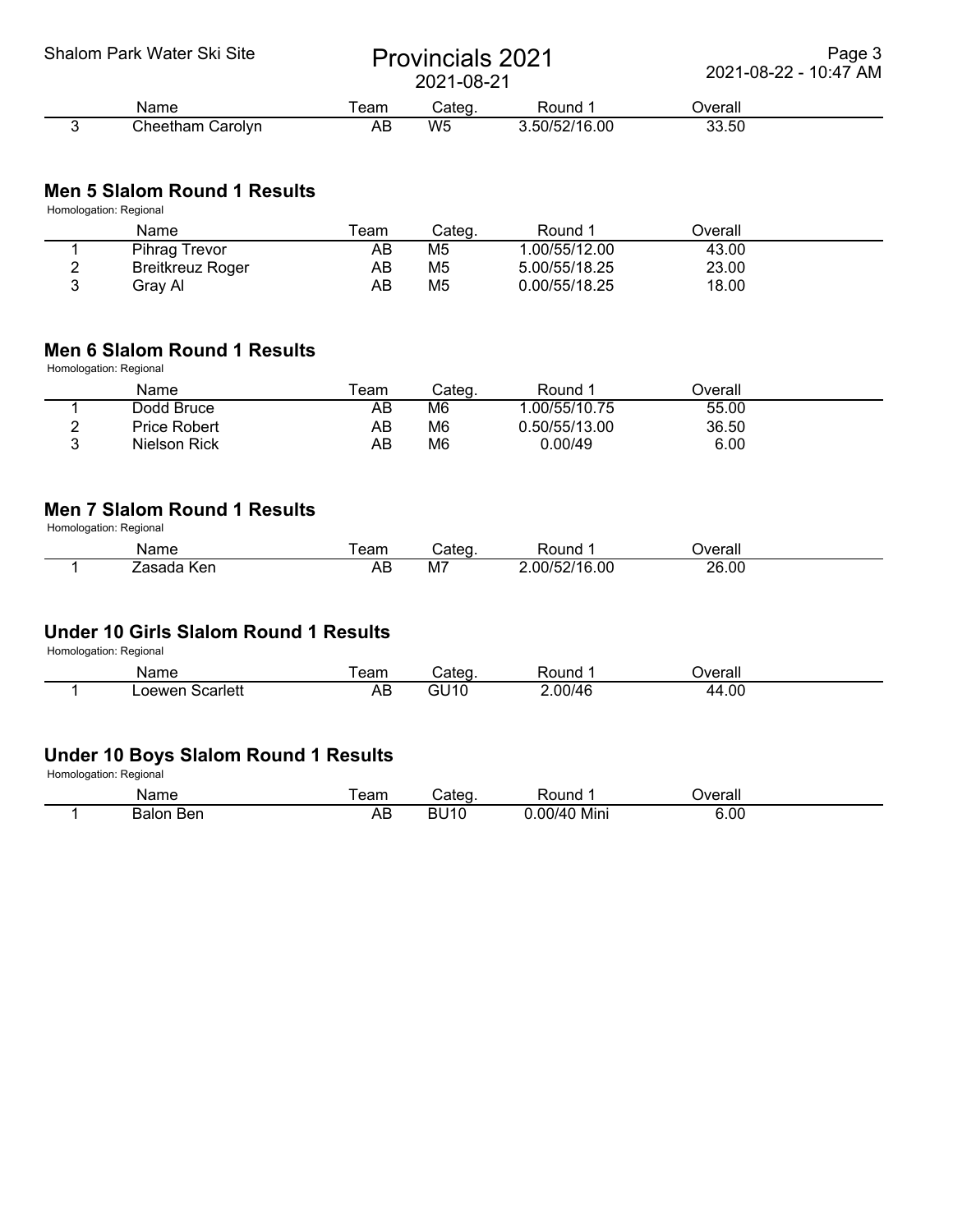| | Name | Team | Categ. | Round 1 | Overall |
|---|---|---|---|---|---|
| 3 | Cheetham Carolyn | AB | W5 | 3.50/52/16.00 | 33.50 |

## Men 5 Slalom Round 1 Results

Homologation: Regional

| | Name | Team | Categ. | Round 1 | Overall |
|---|---|---|---|---|---|
| 1 | Pihrag Trevor | AB | M5 | 1.00/55/12.00 | 43.00 |
| 2 | Breitkreuz Roger | AB | M5 | 5.00/55/18.25 | 23.00 |
| 3 | Gray Al | AB | M5 | 0.00/55/18.25 | 18.00 |

## Men 6 Slalom Round 1 Results

Homologation: Regional

| | Name | Team | Categ. | Round 1 | Overall |
|---|---|---|---|---|---|
| 1 | Dodd Bruce | AB | M6 | 1.00/55/10.75 | 55.00 |
| 2 | Price Robert | AB | M6 | 0.50/55/13.00 | 36.50 |
| 3 | Nielson Rick | AB | M6 | 0.00/49 | 6.00 |

## Men 7 Slalom Round 1 Results

Homologation: Regional

| | Name | Team | Categ. | Round 1 | Overall |
|---|---|---|---|---|---|
| 1 | Zasada Ken | AB | M7 | 2.00/52/16.00 | 26.00 |

## Under 10 Girls Slalom Round 1 Results

Homologation: Regional

| | Name | Team | Categ. | Round 1 | Overall |
|---|---|---|---|---|---|
| 1 | Loewen Scarlett | AB | GU10 | 2.00/46 | 44.00 |

## Under 10 Boys Slalom Round 1 Results

Homologation: Regional

| | Name | Team | Categ. | Round 1 | Overall |
|---|---|---|---|---|---|
| 1 | Balon Ben | AB | BU10 | 0.00/40 Mini | 6.00 |